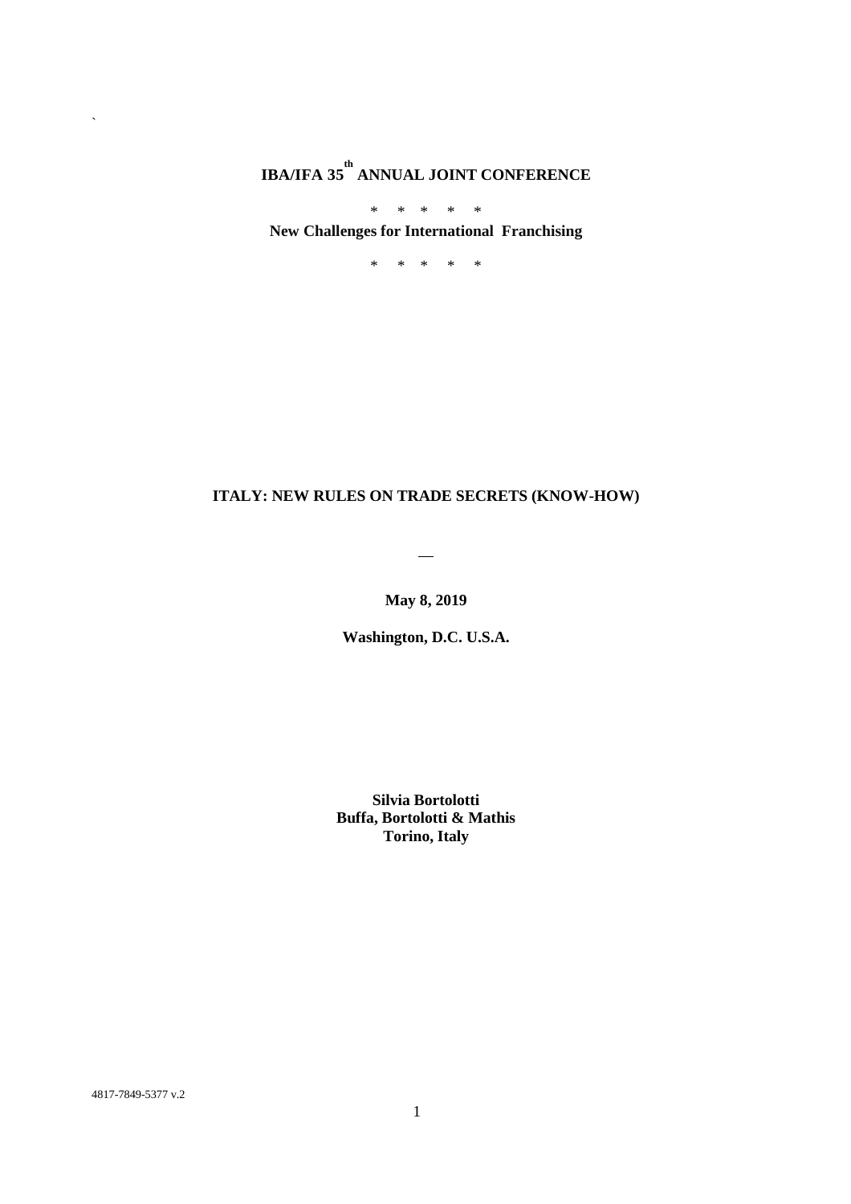# IBA/IFA 35th ANNUAL JOINT CONFERENCE

\*     \*     \*     \*     \*

**New Challenges for International Franchising**

\*     \*     \*     \*     \*

## ITALY: NEW RULES ON TRADE SECRETS (KNOW-HOW)

—

**May 8, 2019**

**Washington, D.C. U.S.A.**

**Silvia Bortolotti**
**Buffa, Bortolotti & Mathis**
**Torino, Italy**

4817-7849-5377 v.2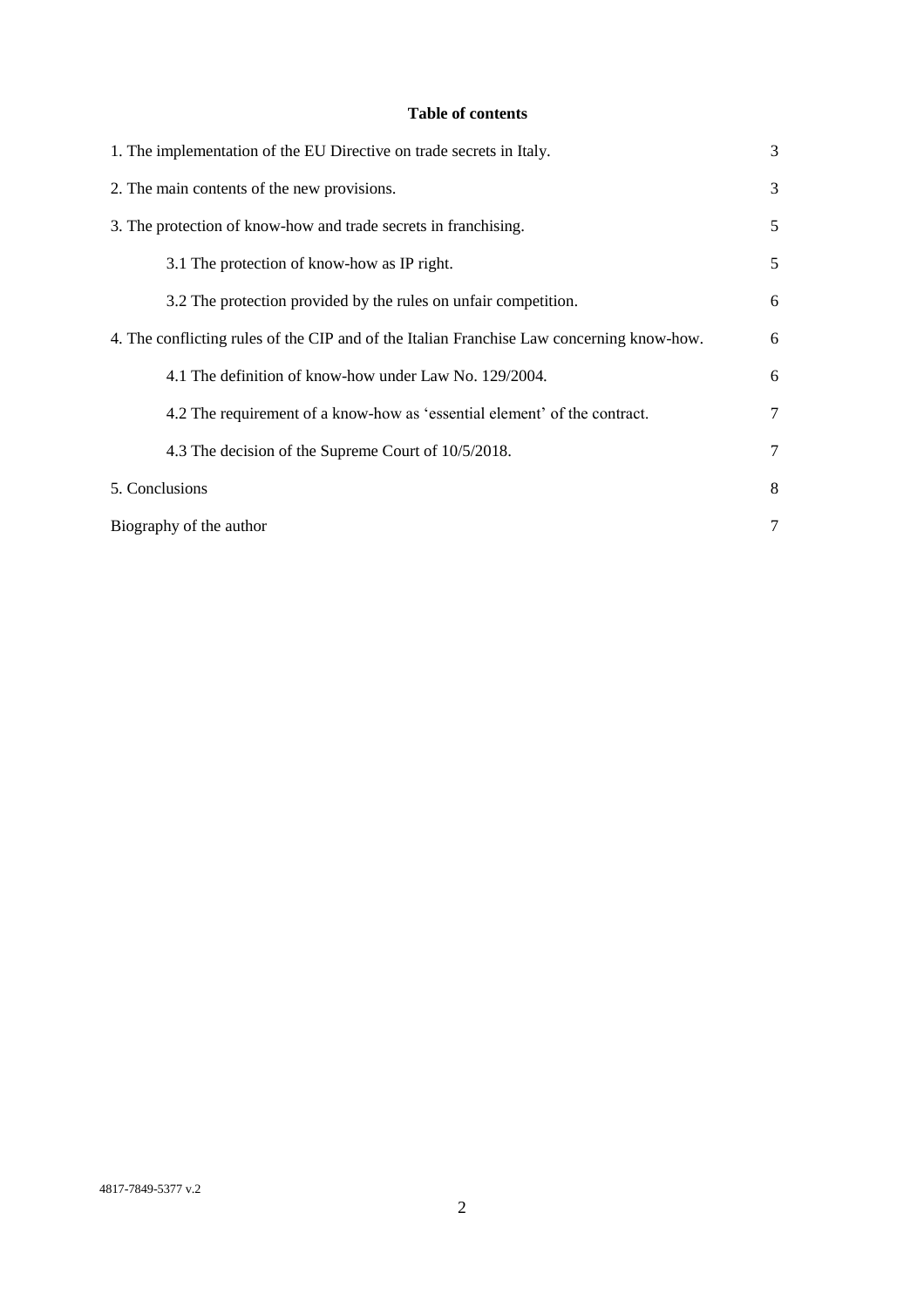**Table of contents**

| | |
|---|---|
| 1. The implementation of the EU Directive on trade secrets in Italy. | 3 |
| 2. The main contents of the new provisions. | 3 |
| 3. The protection of know-how and trade secrets in franchising. | 5 |
| 3.1 The protection of know-how as IP right. | 5 |
| 3.2 The protection provided by the rules on unfair competition. | 6 |
| 4. The conflicting rules of the CIP and of the Italian Franchise Law concerning know-how. | 6 |
| 4.1 The definition of know-how under Law No. 129/2004. | 6 |
| 4.2 The requirement of a know-how as 'essential element' of the contract. | 7 |
| 4.3 The decision of the Supreme Court of 10/5/2018. | 7 |
| 5. Conclusions | 8 |
| Biography of the author | 7 |

4817-7849-5377 v.2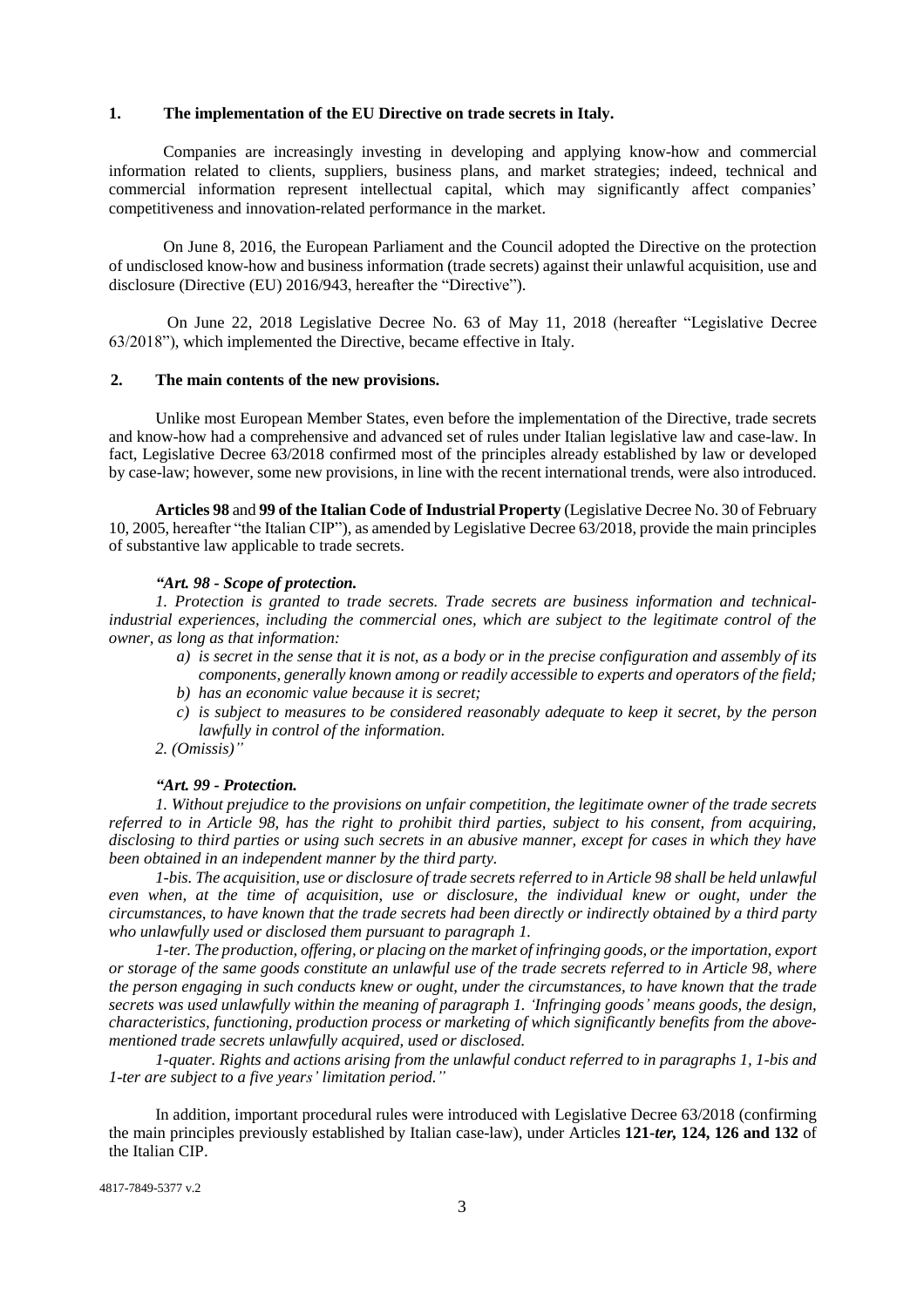## 1. The implementation of the EU Directive on trade secrets in Italy.

Companies are increasingly investing in developing and applying know-how and commercial information related to clients, suppliers, business plans, and market strategies; indeed, technical and commercial information represent intellectual capital, which may significantly affect companies' competitiveness and innovation-related performance in the market.

On June 8, 2016, the European Parliament and the Council adopted the Directive on the protection of undisclosed know-how and business information (trade secrets) against their unlawful acquisition, use and disclosure (Directive (EU) 2016/943, hereafter the "Directive").

On June 22, 2018 Legislative Decree No. 63 of May 11, 2018 (hereafter "Legislative Decree 63/2018"), which implemented the Directive, became effective in Italy.

## 2. The main contents of the new provisions.

Unlike most European Member States, even before the implementation of the Directive, trade secrets and know-how had a comprehensive and advanced set of rules under Italian legislative law and case-law. In fact, Legislative Decree 63/2018 confirmed most of the principles already established by law or developed by case-law; however, some new provisions, in line with the recent international trends, were also introduced.

**Articles 98** and **99 of the Italian Code of Industrial Property** (Legislative Decree No. 30 of February 10, 2005, hereafter "the Italian CIP"), as amended by Legislative Decree 63/2018, provide the main principles of substantive law applicable to trade secrets.

*"**Art. 98 - Scope of protection.***

*1. Protection is granted to trade secrets. Trade secrets are business information and technical-industrial experiences, including the commercial ones, which are subject to the legitimate control of the owner, as long as that information:*

- *a) is secret in the sense that it is not, as a body or in the precise configuration and assembly of its components, generally known among or readily accessible to experts and operators of the field;*
- *b) has an economic value because it is secret;*
- *c) is subject to measures to be considered reasonably adequate to keep it secret, by the person lawfully in control of the information.*

*2. (Omissis)"*

*"**Art. 99 - Protection.***

*1. Without prejudice to the provisions on unfair competition, the legitimate owner of the trade secrets referred to in Article 98, has the right to prohibit third parties, subject to his consent, from acquiring, disclosing to third parties or using such secrets in an abusive manner, except for cases in which they have been obtained in an independent manner by the third party.*

*1-bis. The acquisition, use or disclosure of trade secrets referred to in Article 98 shall be held unlawful even when, at the time of acquisition, use or disclosure, the individual knew or ought, under the circumstances, to have known that the trade secrets had been directly or indirectly obtained by a third party who unlawfully used or disclosed them pursuant to paragraph 1.*

*1-ter. The production, offering, or placing on the market of infringing goods, or the importation, export or storage of the same goods constitute an unlawful use of the trade secrets referred to in Article 98, where the person engaging in such conducts knew or ought, under the circumstances, to have known that the trade secrets was used unlawfully within the meaning of paragraph 1. 'Infringing goods' means goods, the design, characteristics, functioning, production process or marketing of which significantly benefits from the above-mentioned trade secrets unlawfully acquired, used or disclosed.*

*1-quater. Rights and actions arising from the unlawful conduct referred to in paragraphs 1, 1-bis and 1-ter are subject to a five years' limitation period."*

In addition, important procedural rules were introduced with Legislative Decree 63/2018 (confirming the main principles previously established by Italian case-law), under Articles **121-*ter*, 124, 126 and 132** of the Italian CIP.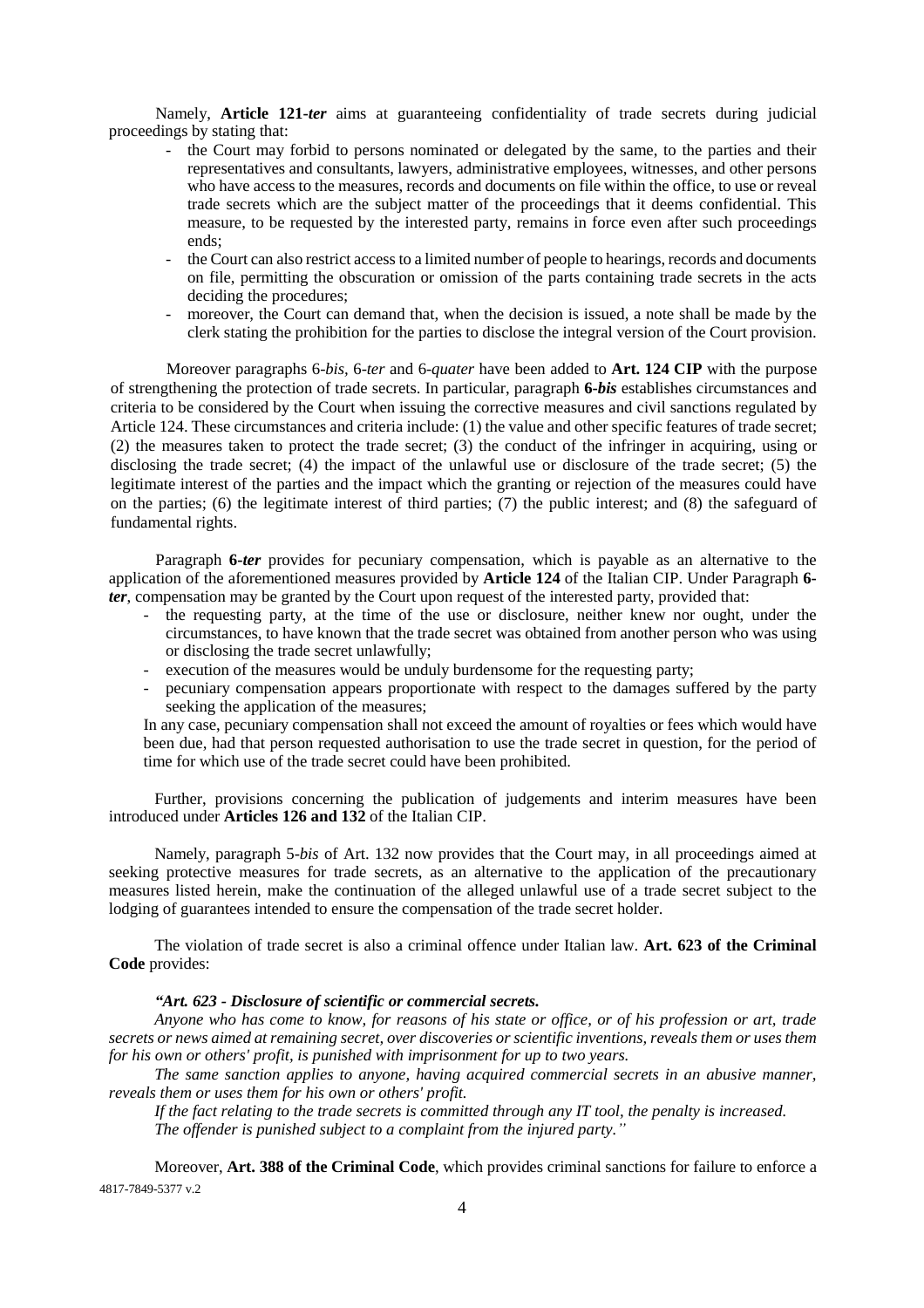Namely, **Article 121-*ter*** aims at guaranteeing confidentiality of trade secrets during judicial proceedings by stating that:

- the Court may forbid to persons nominated or delegated by the same, to the parties and their representatives and consultants, lawyers, administrative employees, witnesses, and other persons who have access to the measures, records and documents on file within the office, to use or reveal trade secrets which are the subject matter of the proceedings that it deems confidential. This measure, to be requested by the interested party, remains in force even after such proceedings ends;
- the Court can also restrict access to a limited number of people to hearings, records and documents on file, permitting the obscuration or omission of the parts containing trade secrets in the acts deciding the procedures;
- moreover, the Court can demand that, when the decision is issued, a note shall be made by the clerk stating the prohibition for the parties to disclose the integral version of the Court provision.

Moreover paragraphs 6-*bis*, 6-*ter* and 6-*quater* have been added to **Art. 124 CIP** with the purpose of strengthening the protection of trade secrets. In particular, paragraph **6-*bis*** establishes circumstances and criteria to be considered by the Court when issuing the corrective measures and civil sanctions regulated by Article 124. These circumstances and criteria include: (1) the value and other specific features of trade secret; (2) the measures taken to protect the trade secret; (3) the conduct of the infringer in acquiring, using or disclosing the trade secret; (4) the impact of the unlawful use or disclosure of the trade secret; (5) the legitimate interest of the parties and the impact which the granting or rejection of the measures could have on the parties; (6) the legitimate interest of third parties; (7) the public interest; and (8) the safeguard of fundamental rights.

Paragraph **6-*ter*** provides for pecuniary compensation, which is payable as an alternative to the application of the aforementioned measures provided by **Article 124** of the Italian CIP. Under Paragraph **6-*ter***, compensation may be granted by the Court upon request of the interested party, provided that:

- the requesting party, at the time of the use or disclosure, neither knew nor ought, under the circumstances, to have known that the trade secret was obtained from another person who was using or disclosing the trade secret unlawfully;
- execution of the measures would be unduly burdensome for the requesting party;
- pecuniary compensation appears proportionate with respect to the damages suffered by the party seeking the application of the measures;

In any case, pecuniary compensation shall not exceed the amount of royalties or fees which would have been due, had that person requested authorisation to use the trade secret in question, for the period of time for which use of the trade secret could have been prohibited.

Further, provisions concerning the publication of judgements and interim measures have been introduced under **Articles 126 and 132** of the Italian CIP.

Namely, paragraph 5-*bis* of Art. 132 now provides that the Court may, in all proceedings aimed at seeking protective measures for trade secrets, as an alternative to the application of the precautionary measures listed herein, make the continuation of the alleged unlawful use of a trade secret subject to the lodging of guarantees intended to ensure the compensation of the trade secret holder.

The violation of trade secret is also a criminal offence under Italian law. **Art. 623 of the Criminal Code** provides:

***"Art. 623 - Disclosure of scientific or commercial secrets.***

*Anyone who has come to know, for reasons of his state or office, or of his profession or art, trade secrets or news aimed at remaining secret, over discoveries or scientific inventions, reveals them or uses them for his own or others' profit, is punished with imprisonment for up to two years.*

*The same sanction applies to anyone, having acquired commercial secrets in an abusive manner, reveals them or uses them for his own or others' profit.*

*If the fact relating to the trade secrets is committed through any IT tool, the penalty is increased.*

*The offender is punished subject to a complaint from the injured party."*

Moreover, **Art. 388 of the Criminal Code**, which provides criminal sanctions for failure to enforce a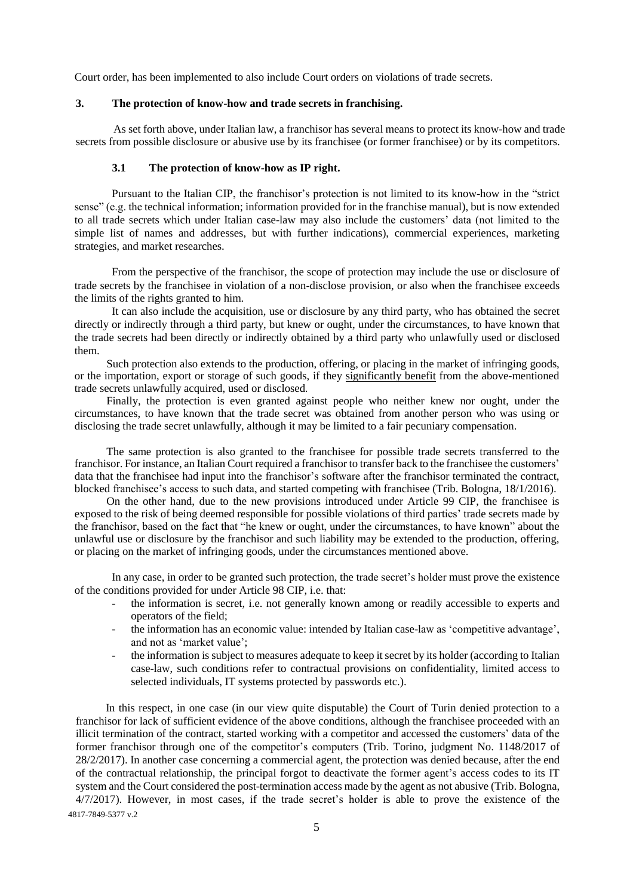Court order, has been implemented to also include Court orders on violations of trade secrets.

## 3. The protection of know-how and trade secrets in franchising.

As set forth above, under Italian law, a franchisor has several means to protect its know-how and trade secrets from possible disclosure or abusive use by its franchisee (or former franchisee) or by its competitors.

### 3.1 The protection of know-how as IP right.

Pursuant to the Italian CIP, the franchisor's protection is not limited to its know-how in the "strict sense" (e.g. the technical information; information provided for in the franchise manual), but is now extended to all trade secrets which under Italian case-law may also include the customers' data (not limited to the simple list of names and addresses, but with further indications), commercial experiences, marketing strategies, and market researches.

From the perspective of the franchisor, the scope of protection may include the use or disclosure of trade secrets by the franchisee in violation of a non-disclose provision, or also when the franchisee exceeds the limits of the rights granted to him.

It can also include the acquisition, use or disclosure by any third party, who has obtained the secret directly or indirectly through a third party, but knew or ought, under the circumstances, to have known that the trade secrets had been directly or indirectly obtained by a third party who unlawfully used or disclosed them.

Such protection also extends to the production, offering, or placing in the market of infringing goods, or the importation, export or storage of such goods, if they significantly benefit from the above-mentioned trade secrets unlawfully acquired, used or disclosed.

Finally, the protection is even granted against people who neither knew nor ought, under the circumstances, to have known that the trade secret was obtained from another person who was using or disclosing the trade secret unlawfully, although it may be limited to a fair pecuniary compensation.

The same protection is also granted to the franchisee for possible trade secrets transferred to the franchisor. For instance, an Italian Court required a franchisor to transfer back to the franchisee the customers' data that the franchisee had input into the franchisor's software after the franchisor terminated the contract, blocked franchisee's access to such data, and started competing with franchisee (Trib. Bologna, 18/1/2016).

On the other hand, due to the new provisions introduced under Article 99 CIP, the franchisee is exposed to the risk of being deemed responsible for possible violations of third parties' trade secrets made by the franchisor, based on the fact that "he knew or ought, under the circumstances, to have known" about the unlawful use or disclosure by the franchisor and such liability may be extended to the production, offering, or placing on the market of infringing goods, under the circumstances mentioned above.

In any case, in order to be granted such protection, the trade secret's holder must prove the existence of the conditions provided for under Article 98 CIP, i.e. that:

- the information is secret, i.e. not generally known among or readily accessible to experts and operators of the field;
- the information has an economic value: intended by Italian case-law as 'competitive advantage', and not as 'market value';
- the information is subject to measures adequate to keep it secret by its holder (according to Italian case-law, such conditions refer to contractual provisions on confidentiality, limited access to selected individuals, IT systems protected by passwords etc.).

In this respect, in one case (in our view quite disputable) the Court of Turin denied protection to a franchisor for lack of sufficient evidence of the above conditions, although the franchisee proceeded with an illicit termination of the contract, started working with a competitor and accessed the customers' data of the former franchisor through one of the competitor's computers (Trib. Torino, judgment No. 1148/2017 of 28/2/2017). In another case concerning a commercial agent, the protection was denied because, after the end of the contractual relationship, the principal forgot to deactivate the former agent's access codes to its IT system and the Court considered the post-termination access made by the agent as not abusive (Trib. Bologna, 4/7/2017). However, in most cases, if the trade secret's holder is able to prove the existence of the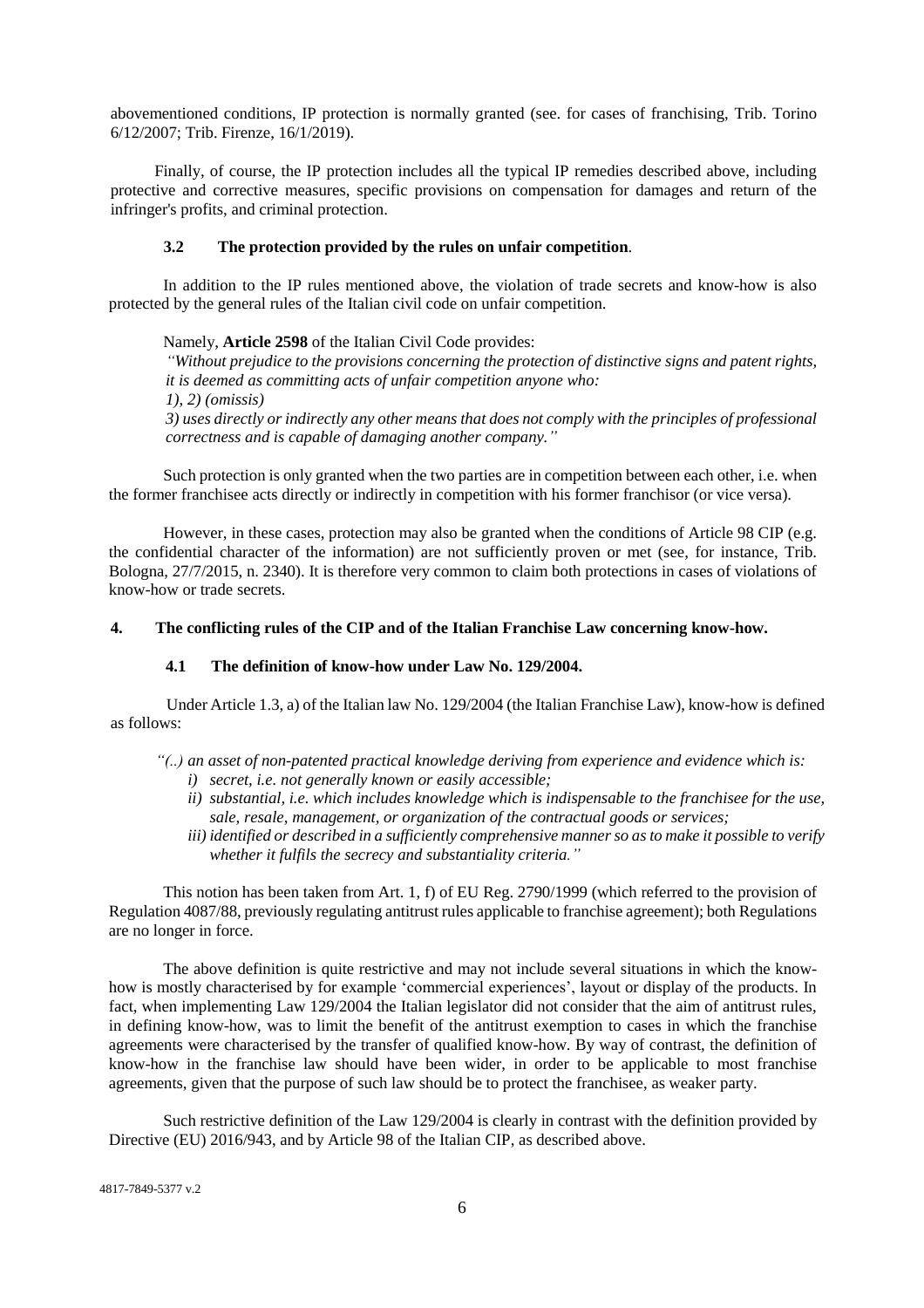abovementioned conditions, IP protection is normally granted (see. for cases of franchising, Trib. Torino 6/12/2007; Trib. Firenze, 16/1/2019).

Finally, of course, the IP protection includes all the typical IP remedies described above, including protective and corrective measures, specific provisions on compensation for damages and return of the infringer's profits, and criminal protection.

### 3.2 The protection provided by the rules on unfair competition.

In addition to the IP rules mentioned above, the violation of trade secrets and know-how is also protected by the general rules of the Italian civil code on unfair competition.

Namely, **Article 2598** of the Italian Civil Code provides:

*"Without prejudice to the provisions concerning the protection of distinctive signs and patent rights, it is deemed as committing acts of unfair competition anyone who:*
*1), 2) (omissis)*
*3) uses directly or indirectly any other means that does not comply with the principles of professional correctness and is capable of damaging another company."*

Such protection is only granted when the two parties are in competition between each other, i.e. when the former franchisee acts directly or indirectly in competition with his former franchisor (or vice versa).

However, in these cases, protection may also be granted when the conditions of Article 98 CIP (e.g. the confidential character of the information) are not sufficiently proven or met (see, for instance, Trib. Bologna, 27/7/2015, n. 2340). It is therefore very common to claim both protections in cases of violations of know-how or trade secrets.

## 4. The conflicting rules of the CIP and of the Italian Franchise Law concerning know-how.

### 4.1 The definition of know-how under Law No. 129/2004.

Under Article 1.3, a) of the Italian law No. 129/2004 (the Italian Franchise Law), know-how is defined as follows:

*"(..) an asset of non-patented practical knowledge deriving from experience and evidence which is:*
*i) secret, i.e. not generally known or easily accessible;*
*ii) substantial, i.e. which includes knowledge which is indispensable to the franchisee for the use, sale, resale, management, or organization of the contractual goods or services;*
*iii) identified or described in a sufficiently comprehensive manner so as to make it possible to verify whether it fulfils the secrecy and substantiality criteria."*

This notion has been taken from Art. 1, f) of EU Reg. 2790/1999 (which referred to the provision of Regulation 4087/88, previously regulating antitrust rules applicable to franchise agreement); both Regulations are no longer in force.

The above definition is quite restrictive and may not include several situations in which the know-how is mostly characterised by for example 'commercial experiences', layout or display of the products. In fact, when implementing Law 129/2004 the Italian legislator did not consider that the aim of antitrust rules, in defining know-how, was to limit the benefit of the antitrust exemption to cases in which the franchise agreements were characterised by the transfer of qualified know-how. By way of contrast, the definition of know-how in the franchise law should have been wider, in order to be applicable to most franchise agreements, given that the purpose of such law should be to protect the franchisee, as weaker party.

Such restrictive definition of the Law 129/2004 is clearly in contrast with the definition provided by Directive (EU) 2016/943, and by Article 98 of the Italian CIP, as described above.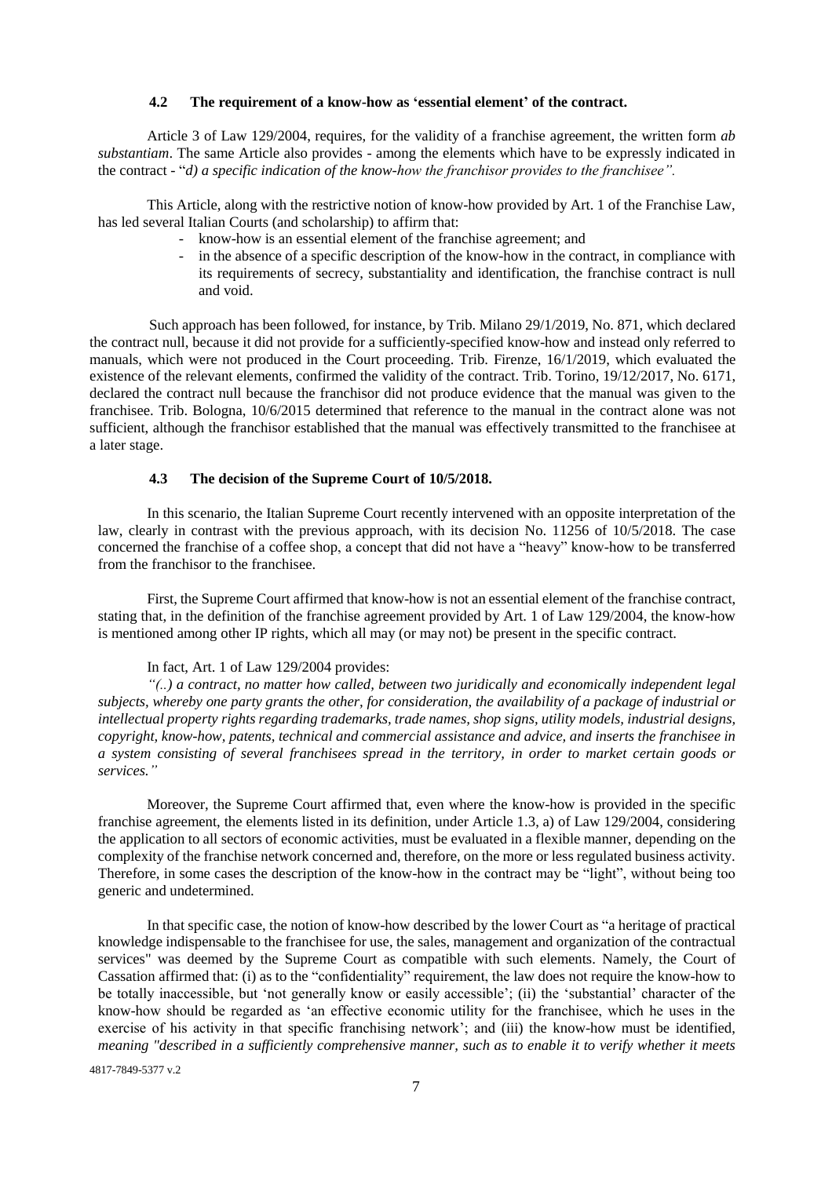### 4.2 The requirement of a know-how as 'essential element' of the contract.

Article 3 of Law 129/2004, requires, for the validity of a franchise agreement, the written form *ab substantiam*. The same Article also provides - among the elements which have to be expressly indicated in the contract - "*d) a specific indication of the know-how the franchisor provides to the franchisee".*

This Article, along with the restrictive notion of know-how provided by Art. 1 of the Franchise Law, has led several Italian Courts (and scholarship) to affirm that:

- know-how is an essential element of the franchise agreement; and
- in the absence of a specific description of the know-how in the contract, in compliance with its requirements of secrecy, substantiality and identification, the franchise contract is null and void.

Such approach has been followed, for instance, by Trib. Milano 29/1/2019, No. 871, which declared the contract null, because it did not provide for a sufficiently-specified know-how and instead only referred to manuals, which were not produced in the Court proceeding. Trib. Firenze, 16/1/2019, which evaluated the existence of the relevant elements, confirmed the validity of the contract. Trib. Torino, 19/12/2017, No. 6171, declared the contract null because the franchisor did not produce evidence that the manual was given to the franchisee. Trib. Bologna, 10/6/2015 determined that reference to the manual in the contract alone was not sufficient, although the franchisor established that the manual was effectively transmitted to the franchisee at a later stage.

### 4.3 The decision of the Supreme Court of 10/5/2018.

In this scenario, the Italian Supreme Court recently intervened with an opposite interpretation of the law, clearly in contrast with the previous approach, with its decision No. 11256 of 10/5/2018. The case concerned the franchise of a coffee shop, a concept that did not have a "heavy" know-how to be transferred from the franchisor to the franchisee.

First, the Supreme Court affirmed that know-how is not an essential element of the franchise contract, stating that, in the definition of the franchise agreement provided by Art. 1 of Law 129/2004, the know-how is mentioned among other IP rights, which all may (or may not) be present in the specific contract.

In fact, Art. 1 of Law 129/2004 provides:

*"(..) a contract, no matter how called, between two juridically and economically independent legal subjects, whereby one party grants the other, for consideration, the availability of a package of industrial or intellectual property rights regarding trademarks, trade names, shop signs, utility models, industrial designs, copyright, know-how, patents, technical and commercial assistance and advice, and inserts the franchisee in a system consisting of several franchisees spread in the territory, in order to market certain goods or services."*

Moreover, the Supreme Court affirmed that, even where the know-how is provided in the specific franchise agreement, the elements listed in its definition, under Article 1.3, a) of Law 129/2004, considering the application to all sectors of economic activities, must be evaluated in a flexible manner, depending on the complexity of the franchise network concerned and, therefore, on the more or less regulated business activity. Therefore, in some cases the description of the know-how in the contract may be "light", without being too generic and undetermined.

In that specific case, the notion of know-how described by the lower Court as "a heritage of practical knowledge indispensable to the franchisee for use, the sales, management and organization of the contractual services" was deemed by the Supreme Court as compatible with such elements. Namely, the Court of Cassation affirmed that: (i) as to the "confidentiality" requirement, the law does not require the know-how to be totally inaccessible, but 'not generally know or easily accessible'; (ii) the 'substantial' character of the know-how should be regarded as 'an effective economic utility for the franchisee, which he uses in the exercise of his activity in that specific franchising network'; and (iii) the know-how must be identified, *meaning "described in a sufficiently comprehensive manner, such as to enable it to verify whether it meets*

4817-7849-5377 v.2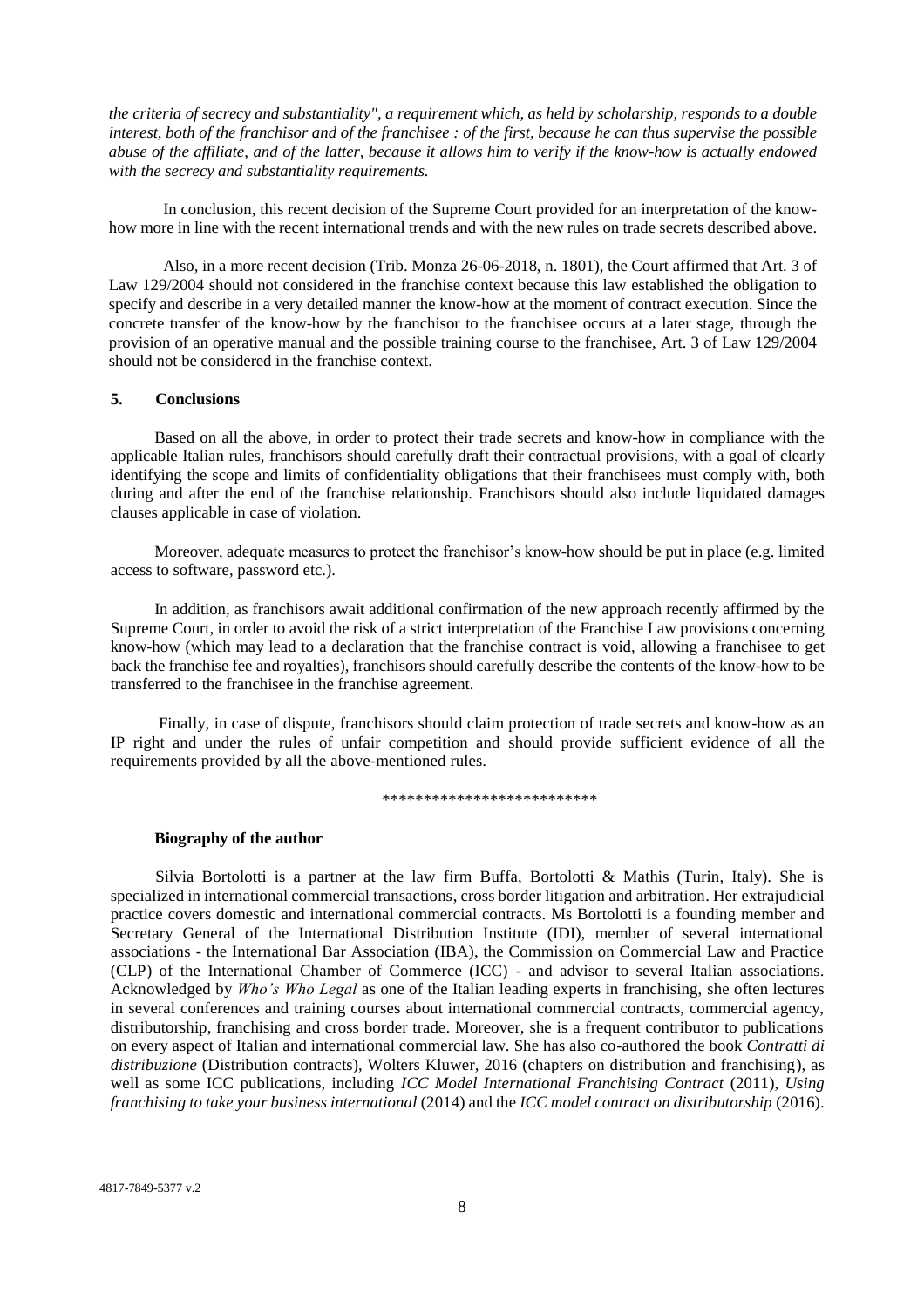*the criteria of secrecy and substantiality", a requirement which, as held by scholarship, responds to a double interest, both of the franchisor and of the franchisee : of the first, because he can thus supervise the possible abuse of the affiliate, and of the latter, because it allows him to verify if the know-how is actually endowed with the secrecy and substantiality requirements.*

In conclusion, this recent decision of the Supreme Court provided for an interpretation of the know-how more in line with the recent international trends and with the new rules on trade secrets described above.

Also, in a more recent decision (Trib. Monza 26-06-2018, n. 1801), the Court affirmed that Art. 3 of Law 129/2004 should not considered in the franchise context because this law established the obligation to specify and describe in a very detailed manner the know-how at the moment of contract execution. Since the concrete transfer of the know-how by the franchisor to the franchisee occurs at a later stage, through the provision of an operative manual and the possible training course to the franchisee, Art. 3 of Law 129/2004 should not be considered in the franchise context.

## 5. Conclusions

Based on all the above, in order to protect their trade secrets and know-how in compliance with the applicable Italian rules, franchisors should carefully draft their contractual provisions, with a goal of clearly identifying the scope and limits of confidentiality obligations that their franchisees must comply with, both during and after the end of the franchise relationship. Franchisors should also include liquidated damages clauses applicable in case of violation.

Moreover, adequate measures to protect the franchisor's know-how should be put in place (e.g. limited access to software, password etc.).

In addition, as franchisors await additional confirmation of the new approach recently affirmed by the Supreme Court, in order to avoid the risk of a strict interpretation of the Franchise Law provisions concerning know-how (which may lead to a declaration that the franchise contract is void, allowing a franchisee to get back the franchise fee and royalties), franchisors should carefully describe the contents of the know-how to be transferred to the franchisee in the franchise agreement.

Finally, in case of dispute, franchisors should claim protection of trade secrets and know-how as an IP right and under the rules of unfair competition and should provide sufficient evidence of all the requirements provided by all the above-mentioned rules.

\*\*\*\*\*\*\*\*\*\*\*\*\*\*\*\*\*\*\*\*\*\*\*\*\*\*

**Biography of the author**

Silvia Bortolotti is a partner at the law firm Buffa, Bortolotti & Mathis (Turin, Italy). She is specialized in international commercial transactions, cross border litigation and arbitration. Her extrajudicial practice covers domestic and international commercial contracts. Ms Bortolotti is a founding member and Secretary General of the International Distribution Institute (IDI), member of several international associations - the International Bar Association (IBA), the Commission on Commercial Law and Practice (CLP) of the International Chamber of Commerce (ICC) - and advisor to several Italian associations. Acknowledged by *Who's Who Legal* as one of the Italian leading experts in franchising, she often lectures in several conferences and training courses about international commercial contracts, commercial agency, distributorship, franchising and cross border trade. Moreover, she is a frequent contributor to publications on every aspect of Italian and international commercial law. She has also co-authored the book *Contratti di distribuzione* (Distribution contracts), Wolters Kluwer, 2016 (chapters on distribution and franchising), as well as some ICC publications, including *ICC Model International Franchising Contract* (2011), *Using franchising to take your business international* (2014) and the *ICC model contract on distributorship* (2016).